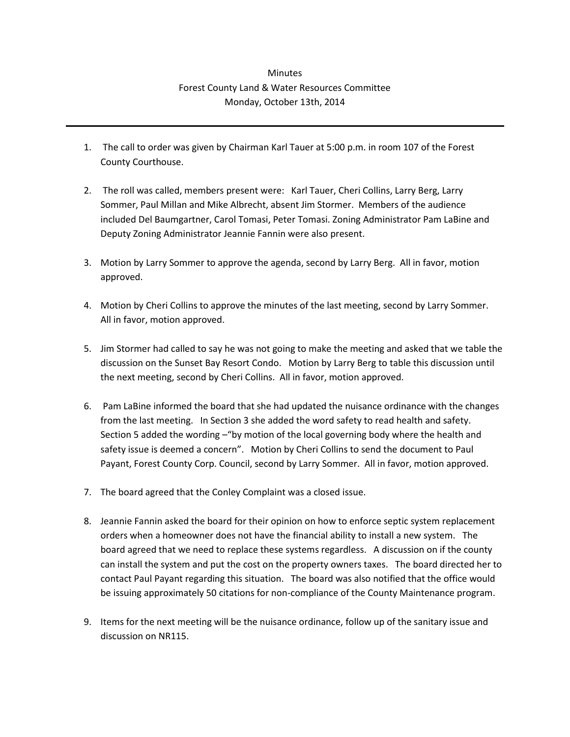Minutes

Forest County Land & Water Resources Committee

Monday, October 13th, 2014

---

1. The call to order was given by Chairman Karl Tauer at 5:00 p.m. in room 107 of the Forest County Courthouse.

2. The roll was called, members present were: Karl Tauer, Cheri Collins, Larry Berg, Larry Sommer, Paul Millan and Mike Albrecht, absent Jim Stormer. Members of the audience included Del Baumgartner, Carol Tomasi, Peter Tomasi. Zoning Administrator Pam LaBine and Deputy Zoning Administrator Jeannie Fannin were also present.

3. Motion by Larry Sommer to approve the agenda, second by Larry Berg. All in favor, motion approved.

4. Motion by Cheri Collins to approve the minutes of the last meeting, second by Larry Sommer. All in favor, motion approved.

5. Jim Stormer had called to say he was not going to make the meeting and asked that we table the discussion on the Sunset Bay Resort Condo. Motion by Larry Berg to table this discussion until the next meeting, second by Cheri Collins. All in favor, motion approved.

6. Pam LaBine informed the board that she had updated the nuisance ordinance with the changes from the last meeting. In Section 3 she added the word safety to read health and safety. Section 5 added the wording –"by motion of the local governing body where the health and safety issue is deemed a concern". Motion by Cheri Collins to send the document to Paul Payant, Forest County Corp. Council, second by Larry Sommer. All in favor, motion approved.

7. The board agreed that the Conley Complaint was a closed issue.

8. Jeannie Fannin asked the board for their opinion on how to enforce septic system replacement orders when a homeowner does not have the financial ability to install a new system. The board agreed that we need to replace these systems regardless. A discussion on if the county can install the system and put the cost on the property owners taxes. The board directed her to contact Paul Payant regarding this situation. The board was also notified that the office would be issuing approximately 50 citations for non-compliance of the County Maintenance program.

9. Items for the next meeting will be the nuisance ordinance, follow up of the sanitary issue and discussion on NR115.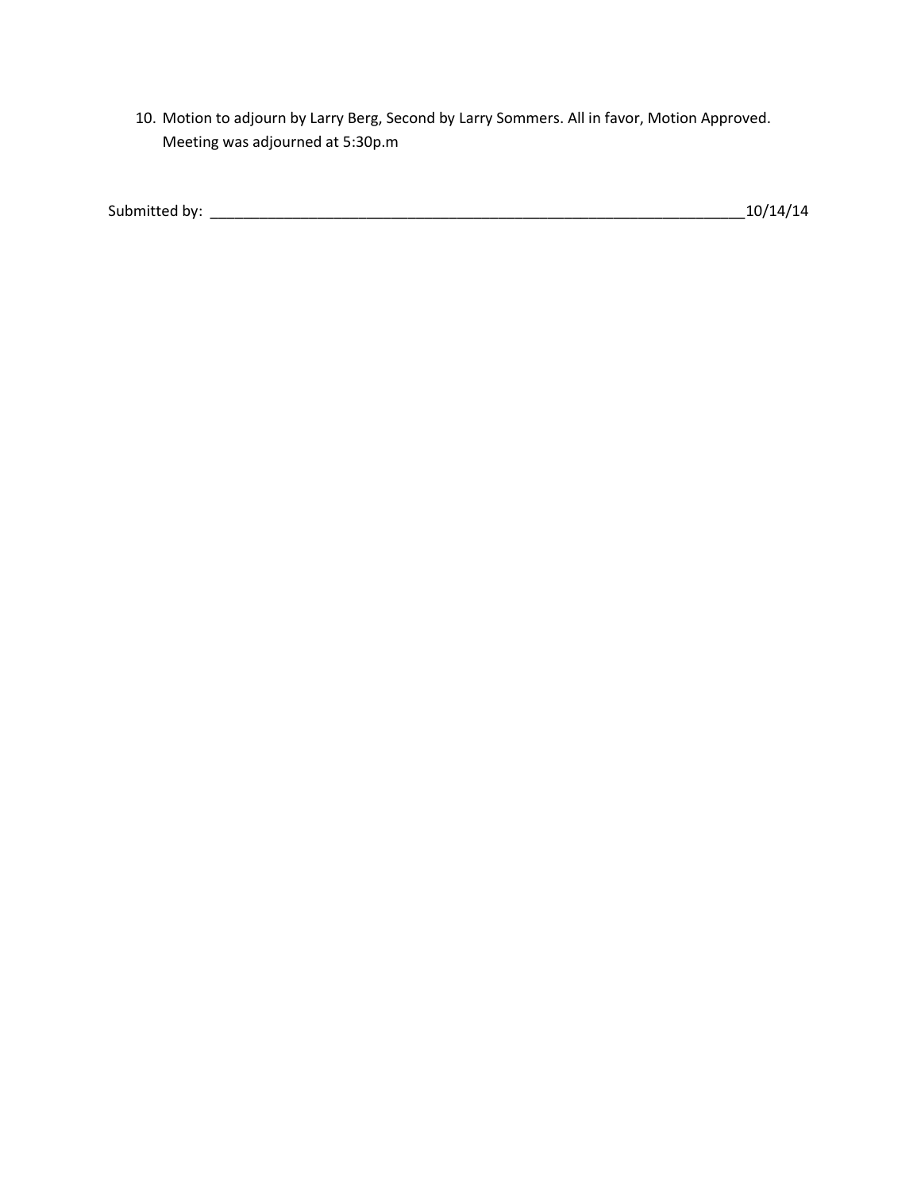10. Motion to adjourn by Larry Berg, Second by Larry Sommers. All in favor, Motion Approved. Meeting was adjourned at 5:30p.m

Submitted by: ____________________________________________________________________10/14/14